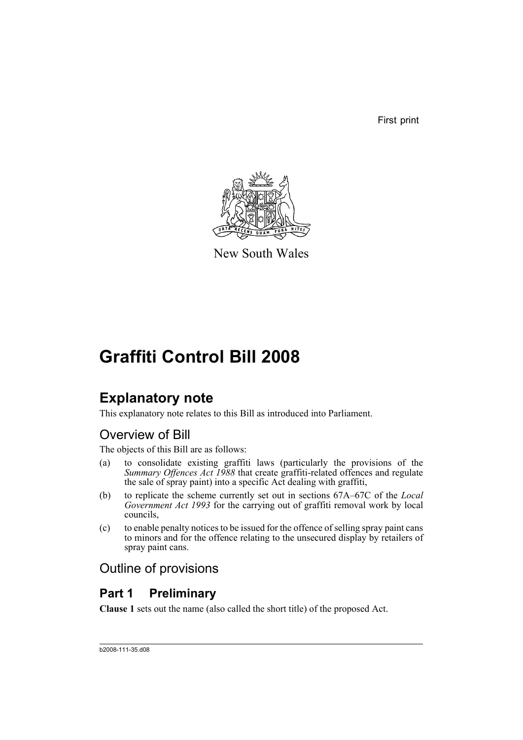First print

New South Wales

# Graffiti Control Bill 2008

## Explanatory note

This explanatory note relates to this Bill as introduced into Parliament.

### Overview of Bill

The objects of this Bill are as follows:

(a) to consolidate existing graffiti laws (particularly the provisions of the *Summary Offences Act 1988* that create graffiti-related offences and regulate the sale of spray paint) into a specific Act dealing with graffiti,

(b) to replicate the scheme currently set out in sections 67A–67C of the *Local Government Act 1993* for the carrying out of graffiti removal work by local councils,

(c) to enable penalty notices to be issued for the offence of selling spray paint cans to minors and for the offence relating to the unsecured display by retailers of spray paint cans.

### Outline of provisions

## Part 1 Preliminary

**Clause 1** sets out the name (also called the short title) of the proposed Act.

b2008-111-35.d08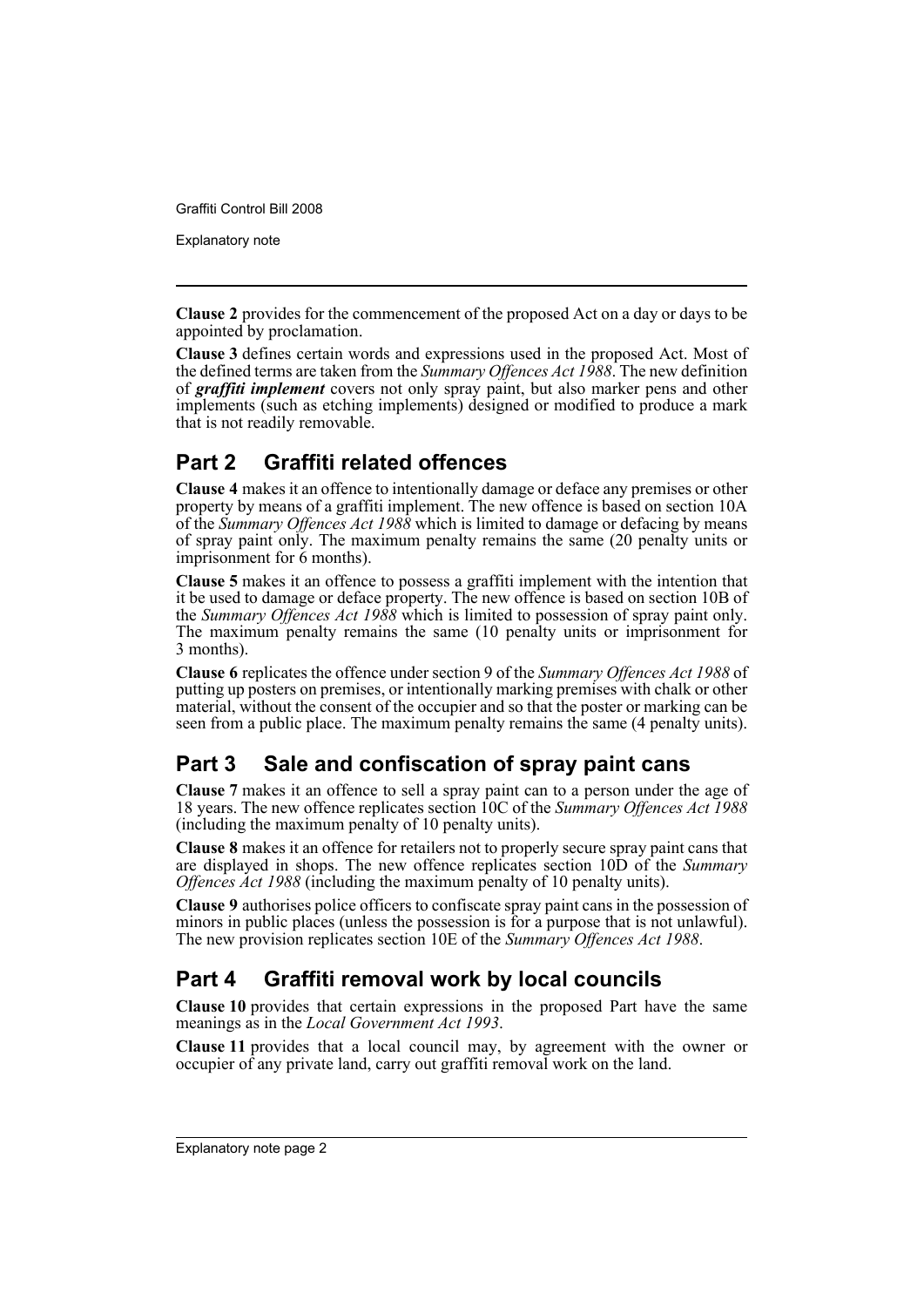**Clause 2** provides for the commencement of the proposed Act on a day or days to be appointed by proclamation.

**Clause 3** defines certain words and expressions used in the proposed Act. Most of the defined terms are taken from the *Summary Offences Act 1988*. The new definition of ***graffiti implement*** covers not only spray paint, but also marker pens and other implements (such as etching implements) designed or modified to produce a mark that is not readily removable.

## Part 2 Graffiti related offences

**Clause 4** makes it an offence to intentionally damage or deface any premises or other property by means of a graffiti implement. The new offence is based on section 10A of the *Summary Offences Act 1988* which is limited to damage or defacing by means of spray paint only. The maximum penalty remains the same (20 penalty units or imprisonment for 6 months).

**Clause 5** makes it an offence to possess a graffiti implement with the intention that it be used to damage or deface property. The new offence is based on section 10B of the *Summary Offences Act 1988* which is limited to possession of spray paint only. The maximum penalty remains the same (10 penalty units or imprisonment for 3 months).

**Clause 6** replicates the offence under section 9 of the *Summary Offences Act 1988* of putting up posters on premises, or intentionally marking premises with chalk or other material, without the consent of the occupier and so that the poster or marking can be seen from a public place. The maximum penalty remains the same (4 penalty units).

## Part 3 Sale and confiscation of spray paint cans

**Clause 7** makes it an offence to sell a spray paint can to a person under the age of 18 years. The new offence replicates section 10C of the *Summary Offences Act 1988* (including the maximum penalty of 10 penalty units).

**Clause 8** makes it an offence for retailers not to properly secure spray paint cans that are displayed in shops. The new offence replicates section 10D of the *Summary Offences Act 1988* (including the maximum penalty of 10 penalty units).

**Clause 9** authorises police officers to confiscate spray paint cans in the possession of minors in public places (unless the possession is for a purpose that is not unlawful). The new provision replicates section 10E of the *Summary Offences Act 1988*.

## Part 4 Graffiti removal work by local councils

**Clause 10** provides that certain expressions in the proposed Part have the same meanings as in the *Local Government Act 1993*.

**Clause 11** provides that a local council may, by agreement with the owner or occupier of any private land, carry out graffiti removal work on the land.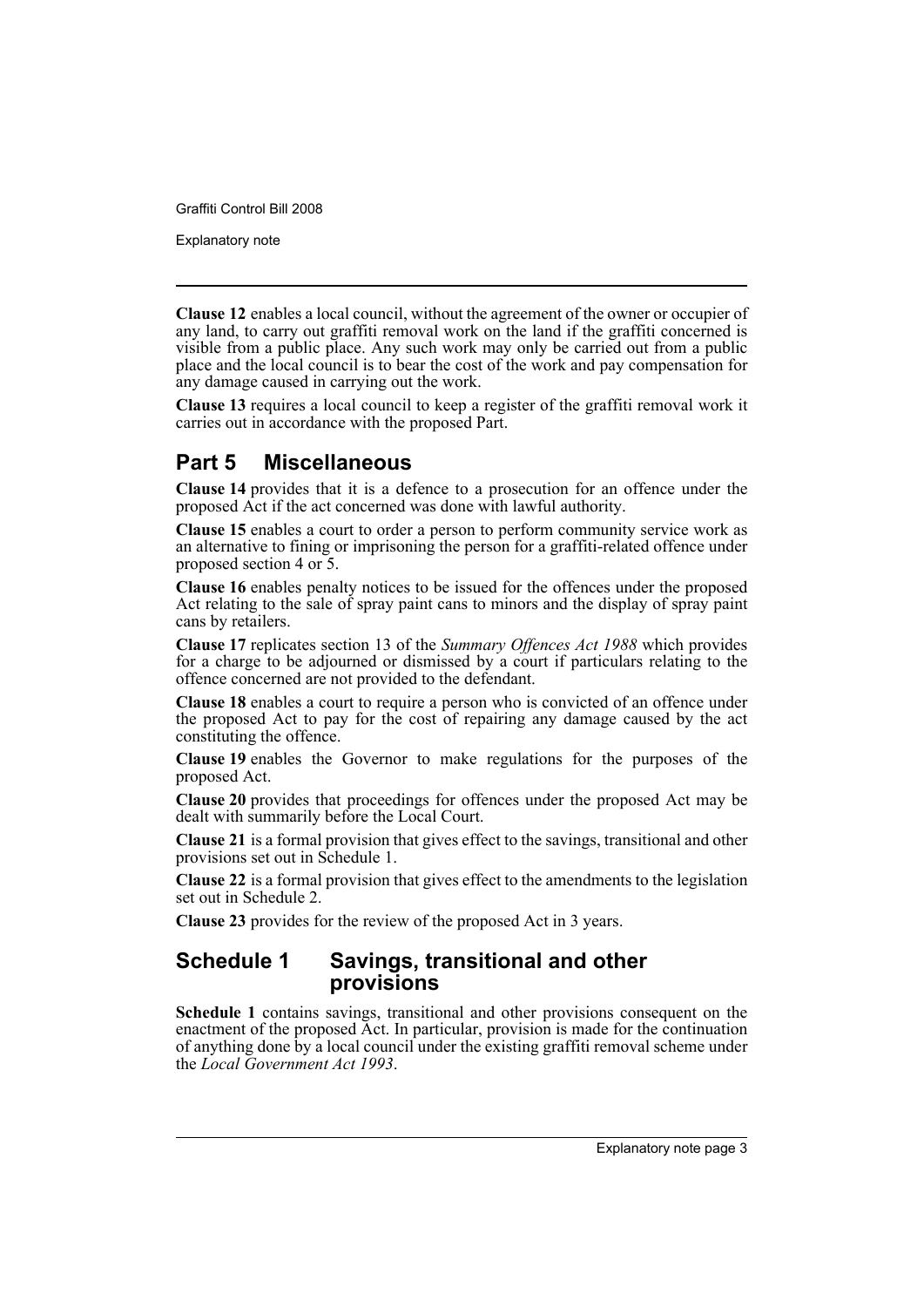**Clause 12** enables a local council, without the agreement of the owner or occupier of any land, to carry out graffiti removal work on the land if the graffiti concerned is visible from a public place. Any such work may only be carried out from a public place and the local council is to bear the cost of the work and pay compensation for any damage caused in carrying out the work.

**Clause 13** requires a local council to keep a register of the graffiti removal work it carries out in accordance with the proposed Part.

## Part 5 Miscellaneous

**Clause 14** provides that it is a defence to a prosecution for an offence under the proposed Act if the act concerned was done with lawful authority.

**Clause 15** enables a court to order a person to perform community service work as an alternative to fining or imprisoning the person for a graffiti-related offence under proposed section 4 or 5.

**Clause 16** enables penalty notices to be issued for the offences under the proposed Act relating to the sale of spray paint cans to minors and the display of spray paint cans by retailers.

**Clause 17** replicates section 13 of the *Summary Offences Act 1988* which provides for a charge to be adjourned or dismissed by a court if particulars relating to the offence concerned are not provided to the defendant.

**Clause 18** enables a court to require a person who is convicted of an offence under the proposed Act to pay for the cost of repairing any damage caused by the act constituting the offence.

**Clause 19** enables the Governor to make regulations for the purposes of the proposed Act.

**Clause 20** provides that proceedings for offences under the proposed Act may be dealt with summarily before the Local Court.

**Clause 21** is a formal provision that gives effect to the savings, transitional and other provisions set out in Schedule 1.

**Clause 22** is a formal provision that gives effect to the amendments to the legislation set out in Schedule 2.

**Clause 23** provides for the review of the proposed Act in 3 years.

## Schedule 1 Savings, transitional and other provisions

**Schedule 1** contains savings, transitional and other provisions consequent on the enactment of the proposed Act. In particular, provision is made for the continuation of anything done by a local council under the existing graffiti removal scheme under the *Local Government Act 1993*.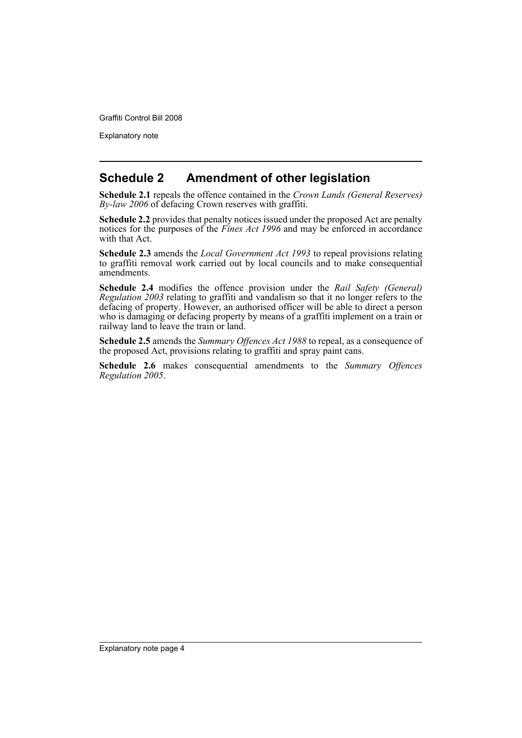## Schedule 2 Amendment of other legislation

**Schedule 2.1** repeals the offence contained in the *Crown Lands (General Reserves) By-law 2006* of defacing Crown reserves with graffiti.

**Schedule 2.2** provides that penalty notices issued under the proposed Act are penalty notices for the purposes of the *Fines Act 1996* and may be enforced in accordance with that Act.

**Schedule 2.3** amends the *Local Government Act 1993* to repeal provisions relating to graffiti removal work carried out by local councils and to make consequential amendments.

**Schedule 2.4** modifies the offence provision under the *Rail Safety (General) Regulation 2003* relating to graffiti and vandalism so that it no longer refers to the defacing of property. However, an authorised officer will be able to direct a person who is damaging or defacing property by means of a graffiti implement on a train or railway land to leave the train or land.

**Schedule 2.5** amends the *Summary Offences Act 1988* to repeal, as a consequence of the proposed Act, provisions relating to graffiti and spray paint cans.

**Schedule 2.6** makes consequential amendments to the *Summary Offences Regulation 2005*.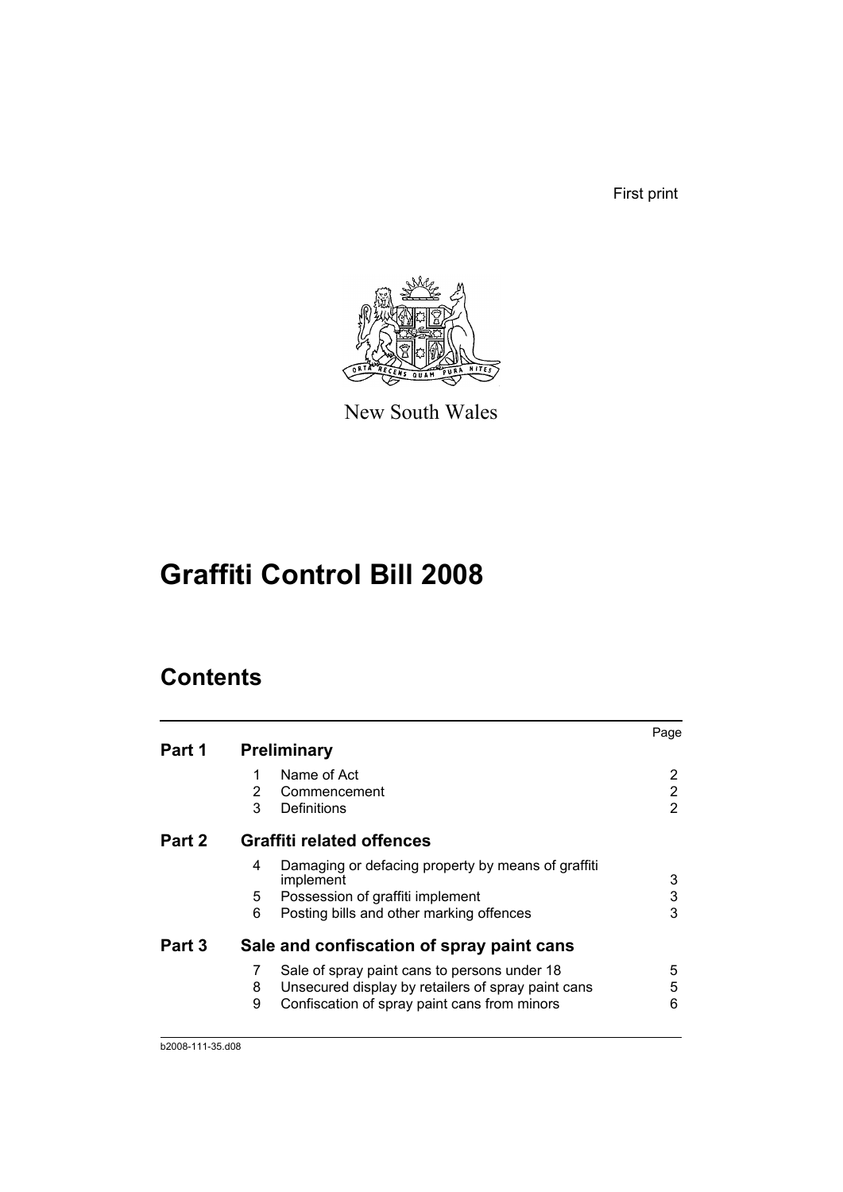First print

New South Wales

# Graffiti Control Bill 2008

## Contents

| | | | Page |
|---|---|---|---|
| **Part 1** | **Preliminary** | | |
| | 1 | Name of Act | 2 |
| | 2 | Commencement | 2 |
| | 3 | Definitions | 2 |
| **Part 2** | **Graffiti related offences** | | |
| | 4 | Damaging or defacing property by means of graffiti implement | 3 |
| | 5 | Possession of graffiti implement | 3 |
| | 6 | Posting bills and other marking offences | 3 |
| **Part 3** | **Sale and confiscation of spray paint cans** | | |
| | 7 | Sale of spray paint cans to persons under 18 | 5 |
| | 8 | Unsecured display by retailers of spray paint cans | 5 |
| | 9 | Confiscation of spray paint cans from minors | 6 |

b2008-111-35.d08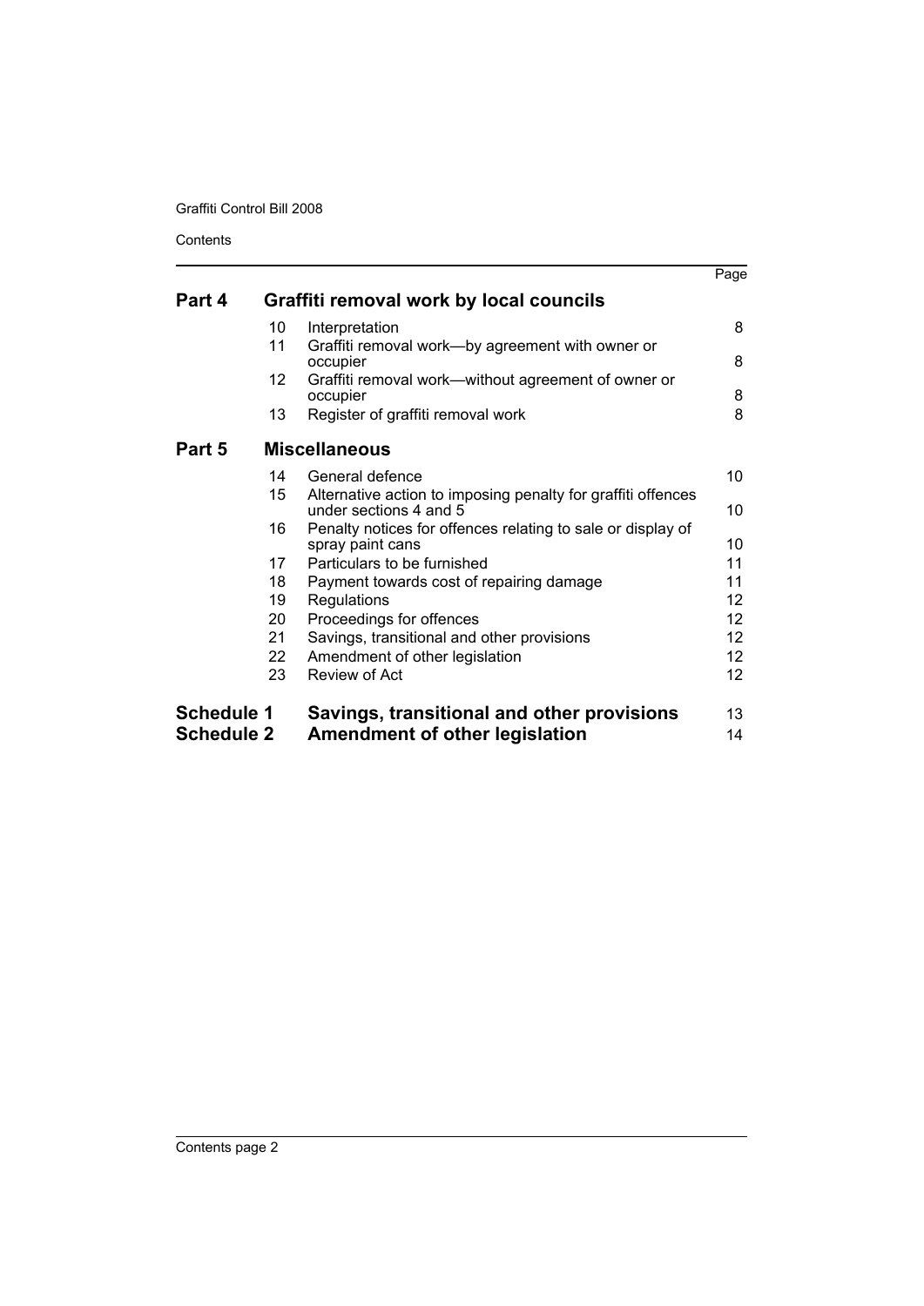| | | | Page |
|---|---|---|---|
| **Part 4** | **Graffiti removal work by local councils** | | |
| | 10 | Interpretation | 8 |
| | 11 | Graffiti removal work—by agreement with owner or occupier | 8 |
| | 12 | Graffiti removal work—without agreement of owner or occupier | 8 |
| | 13 | Register of graffiti removal work | 8 |
| **Part 5** | **Miscellaneous** | | |
| | 14 | General defence | 10 |
| | 15 | Alternative action to imposing penalty for graffiti offences under sections 4 and 5 | 10 |
| | 16 | Penalty notices for offences relating to sale or display of spray paint cans | 10 |
| | 17 | Particulars to be furnished | 11 |
| | 18 | Payment towards cost of repairing damage | 11 |
| | 19 | Regulations | 12 |
| | 20 | Proceedings for offences | 12 |
| | 21 | Savings, transitional and other provisions | 12 |
| | 22 | Amendment of other legislation | 12 |
| | 23 | Review of Act | 12 |
| **Schedule 1** | **Savings, transitional and other provisions** | | 13 |
| **Schedule 2** | **Amendment of other legislation** | | 14 |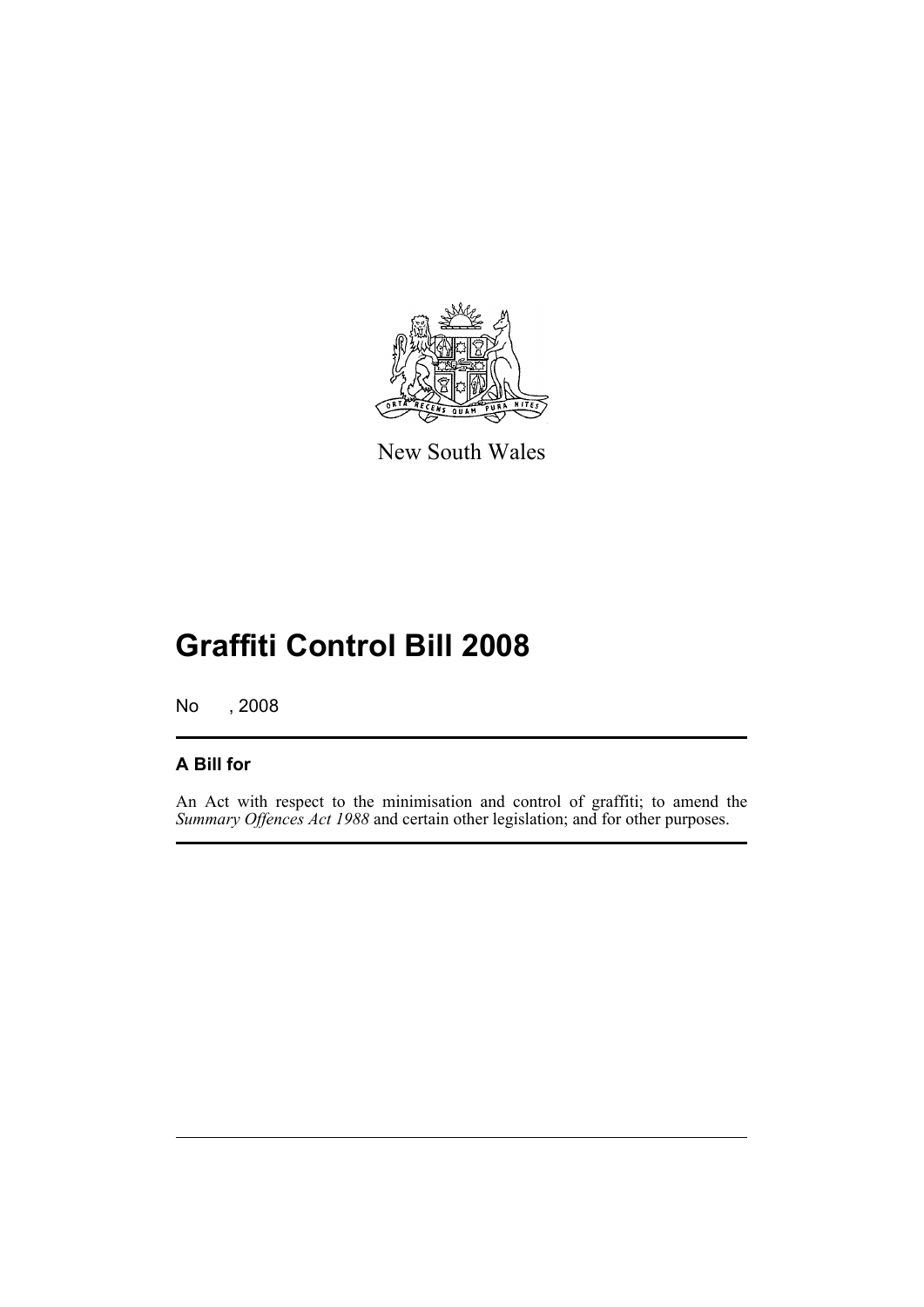New South Wales

# Graffiti Control Bill 2008

No , 2008

## A Bill for

An Act with respect to the minimisation and control of graffiti; to amend the *Summary Offences Act 1988* and certain other legislation; and for other purposes.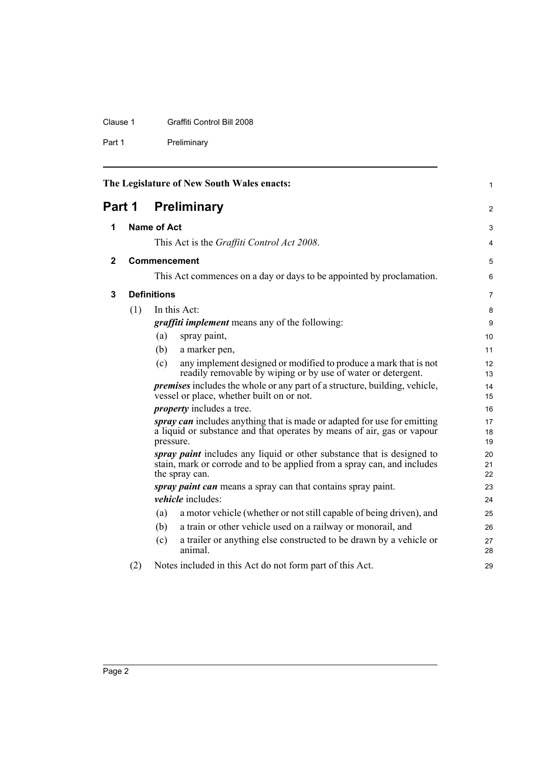The Legislature of New South Wales enacts:

# Part 1 Preliminary

## 1 Name of Act

This Act is the *Graffiti Control Act 2008*.

## 2 Commencement

This Act commences on a day or days to be appointed by proclamation.

## 3 Definitions

(1) In this Act:

***graffiti implement*** means any of the following:

(a) spray paint,

(b) a marker pen,

(c) any implement designed or modified to produce a mark that is not readily removable by wiping or by use of water or detergent.

***premises*** includes the whole or any part of a structure, building, vehicle, vessel or place, whether built on or not.

***property*** includes a tree.

***spray can*** includes anything that is made or adapted for use for emitting a liquid or substance and that operates by means of air, gas or vapour pressure.

***spray paint*** includes any liquid or other substance that is designed to stain, mark or corrode and to be applied from a spray can, and includes the spray can.

***spray paint can*** means a spray can that contains spray paint.

***vehicle*** includes:

(a) a motor vehicle (whether or not still capable of being driven), and

(b) a train or other vehicle used on a railway or monorail, and

(c) a trailer or anything else constructed to be drawn by a vehicle or animal.

(2) Notes included in this Act do not form part of this Act.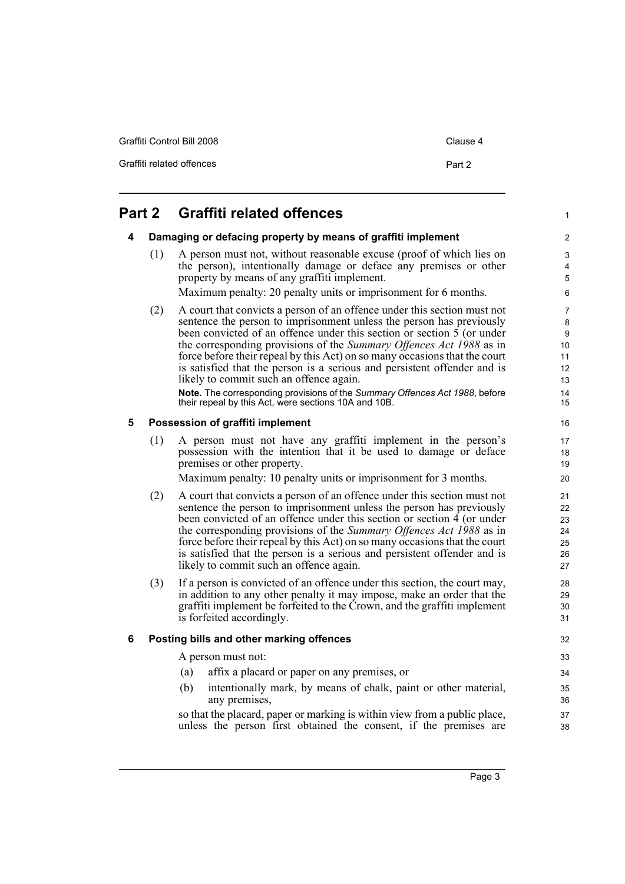# Part 2 Graffiti related offences

### 4 Damaging or defacing property by means of graffiti implement

(1) A person must not, without reasonable excuse (proof of which lies on the person), intentionally damage or deface any premises or other property by means of any graffiti implement.

Maximum penalty: 20 penalty units or imprisonment for 6 months.

(2) A court that convicts a person of an offence under this section must not sentence the person to imprisonment unless the person has previously been convicted of an offence under this section or section 5 (or under the corresponding provisions of the *Summary Offences Act 1988* as in force before their repeal by this Act) on so many occasions that the court is satisfied that the person is a serious and persistent offender and is likely to commit such an offence again.

**Note.** The corresponding provisions of the *Summary Offences Act 1988*, before their repeal by this Act, were sections 10A and 10B.

### 5 Possession of graffiti implement

(1) A person must not have any graffiti implement in the person's possession with the intention that it be used to damage or deface premises or other property.

Maximum penalty: 10 penalty units or imprisonment for 3 months.

(2) A court that convicts a person of an offence under this section must not sentence the person to imprisonment unless the person has previously been convicted of an offence under this section or section 4 (or under the corresponding provisions of the *Summary Offences Act 1988* as in force before their repeal by this Act) on so many occasions that the court is satisfied that the person is a serious and persistent offender and is likely to commit such an offence again.

(3) If a person is convicted of an offence under this section, the court may, in addition to any other penalty it may impose, make an order that the graffiti implement be forfeited to the Crown, and the graffiti implement is forfeited accordingly.

### 6 Posting bills and other marking offences

A person must not:

(a) affix a placard or paper on any premises, or

(b) intentionally mark, by means of chalk, paint or other material, any premises,

so that the placard, paper or marking is within view from a public place, unless the person first obtained the consent, if the premises are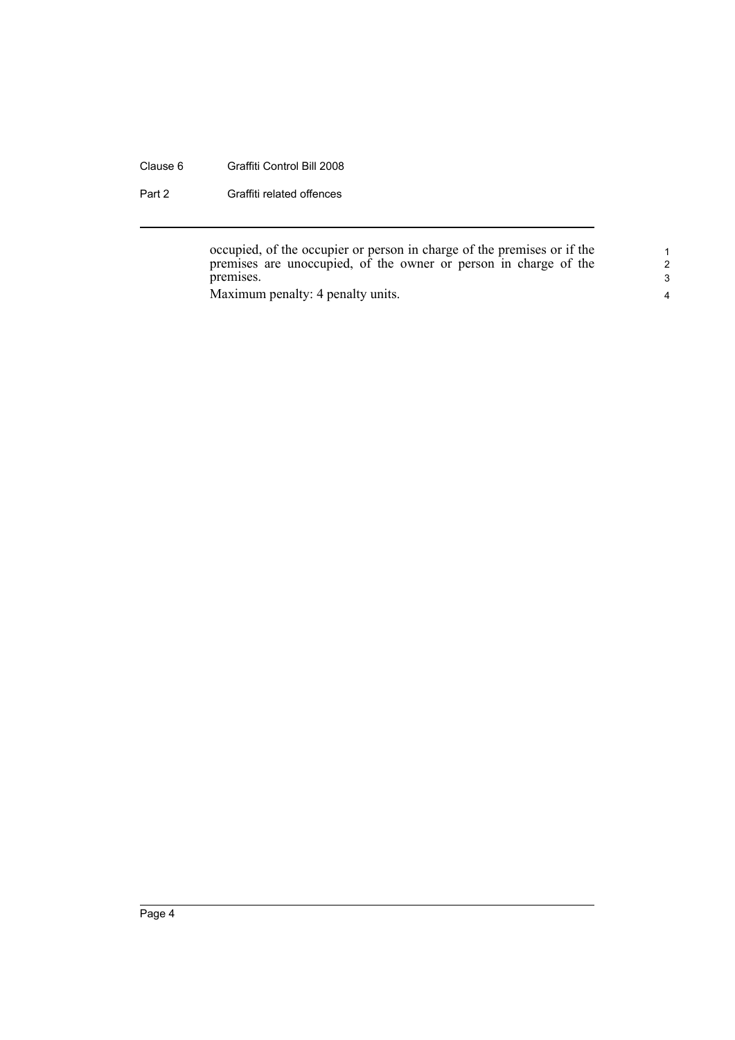occupied, of the occupier or person in charge of the premises or if the premises are unoccupied, of the owner or person in charge of the premises.

Maximum penalty: 4 penalty units.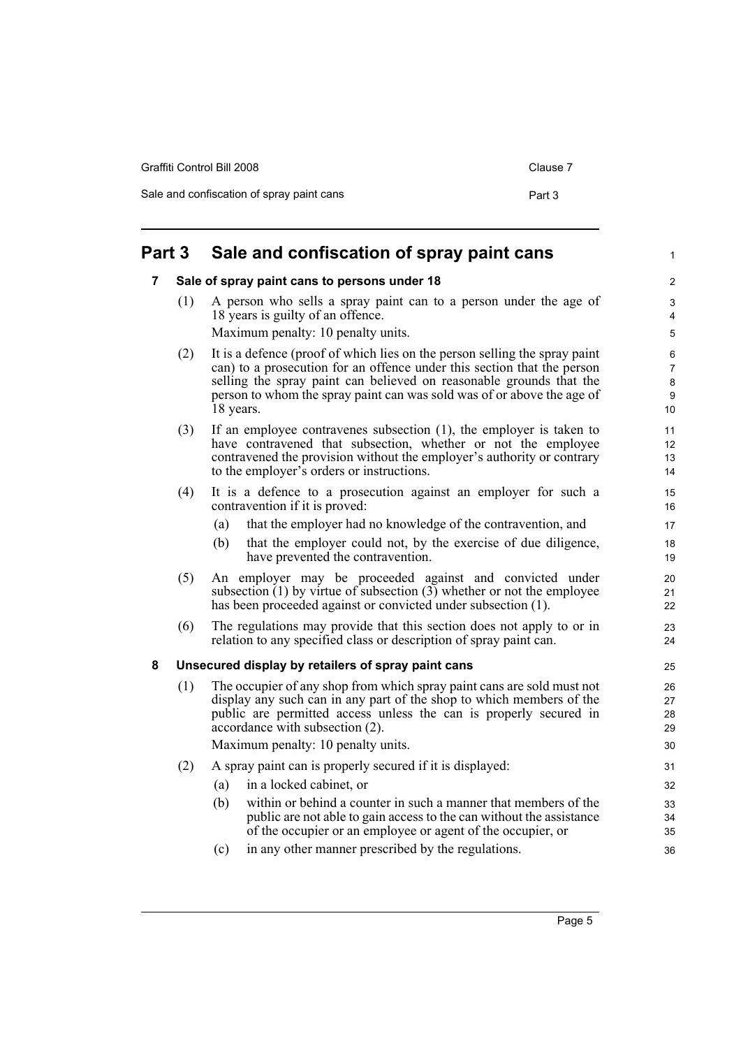# Part 3 Sale and confiscation of spray paint cans

## 7 Sale of spray paint cans to persons under 18

(1) A person who sells a spray paint can to a person under the age of 18 years is guilty of an offence.

Maximum penalty: 10 penalty units.

(2) It is a defence (proof of which lies on the person selling the spray paint can) to a prosecution for an offence under this section that the person selling the spray paint can believed on reasonable grounds that the person to whom the spray paint can was sold was of or above the age of 18 years.

(3) If an employee contravenes subsection (1), the employer is taken to have contravened that subsection, whether or not the employee contravened the provision without the employer's authority or contrary to the employer's orders or instructions.

(4) It is a defence to a prosecution against an employer for such a contravention if it is proved:

- (a) that the employer had no knowledge of the contravention, and
- (b) that the employer could not, by the exercise of due diligence, have prevented the contravention.

(5) An employer may be proceeded against and convicted under subsection (1) by virtue of subsection (3) whether or not the employee has been proceeded against or convicted under subsection (1).

(6) The regulations may provide that this section does not apply to or in relation to any specified class or description of spray paint can.

## 8 Unsecured display by retailers of spray paint cans

(1) The occupier of any shop from which spray paint cans are sold must not display any such can in any part of the shop to which members of the public are permitted access unless the can is properly secured in accordance with subsection (2).

Maximum penalty: 10 penalty units.

(2) A spray paint can is properly secured if it is displayed:

- (a) in a locked cabinet, or
- (b) within or behind a counter in such a manner that members of the public are not able to gain access to the can without the assistance of the occupier or an employee or agent of the occupier, or
- (c) in any other manner prescribed by the regulations.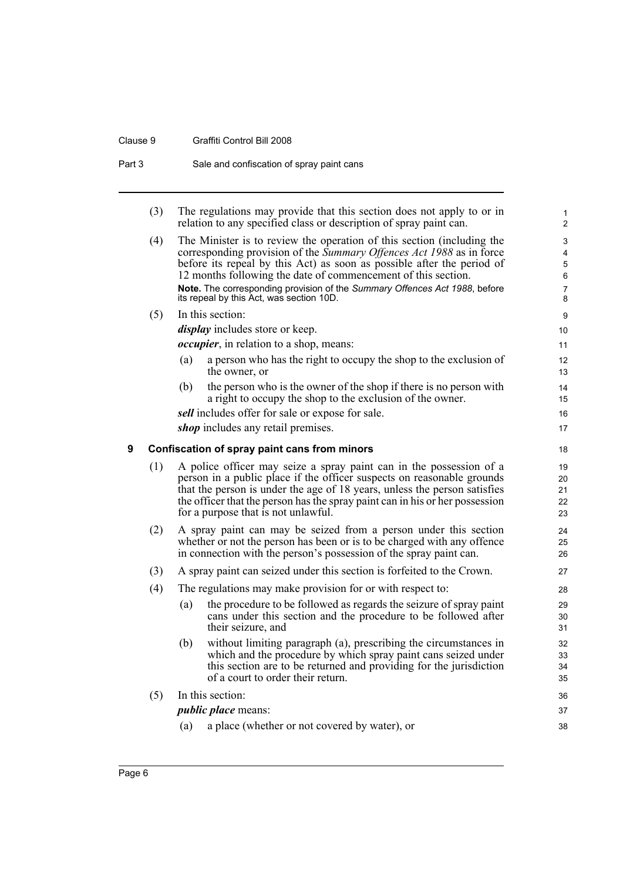(3) The regulations may provide that this section does not apply to or in relation to any specified class or description of spray paint can.

(4) The Minister is to review the operation of this section (including the corresponding provision of the *Summary Offences Act 1988* as in force before its repeal by this Act) as soon as possible after the period of 12 months following the date of commencement of this section.

**Note.** The corresponding provision of the *Summary Offences Act 1988*, before its repeal by this Act, was section 10D.

(5) In this section:

***display*** includes store or keep.

***occupier***, in relation to a shop, means:

- (a) a person who has the right to occupy the shop to the exclusion of the owner, or
- (b) the person who is the owner of the shop if there is no person with a right to occupy the shop to the exclusion of the owner.

***sell*** includes offer for sale or expose for sale.

***shop*** includes any retail premises.

## 9 Confiscation of spray paint cans from minors

(1) A police officer may seize a spray paint can in the possession of a person in a public place if the officer suspects on reasonable grounds that the person is under the age of 18 years, unless the person satisfies the officer that the person has the spray paint can in his or her possession for a purpose that is not unlawful.

(2) A spray paint can may be seized from a person under this section whether or not the person has been or is to be charged with any offence in connection with the person's possession of the spray paint can.

(3) A spray paint can seized under this section is forfeited to the Crown.

(4) The regulations may make provision for or with respect to:

- (a) the procedure to be followed as regards the seizure of spray paint cans under this section and the procedure to be followed after their seizure, and
- (b) without limiting paragraph (a), prescribing the circumstances in which and the procedure by which spray paint cans seized under this section are to be returned and providing for the jurisdiction of a court to order their return.

(5) In this section:

***public place*** means:

- (a) a place (whether or not covered by water), or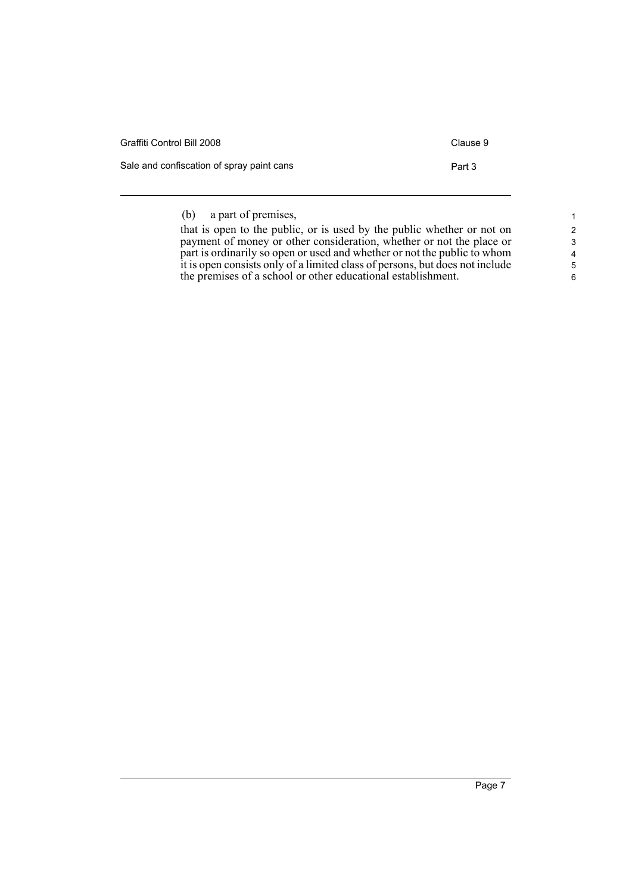(b) a part of premises,

that is open to the public, or is used by the public whether or not on payment of money or other consideration, whether or not the place or part is ordinarily so open or used and whether or not the public to whom it is open consists only of a limited class of persons, but does not include the premises of a school or other educational establishment.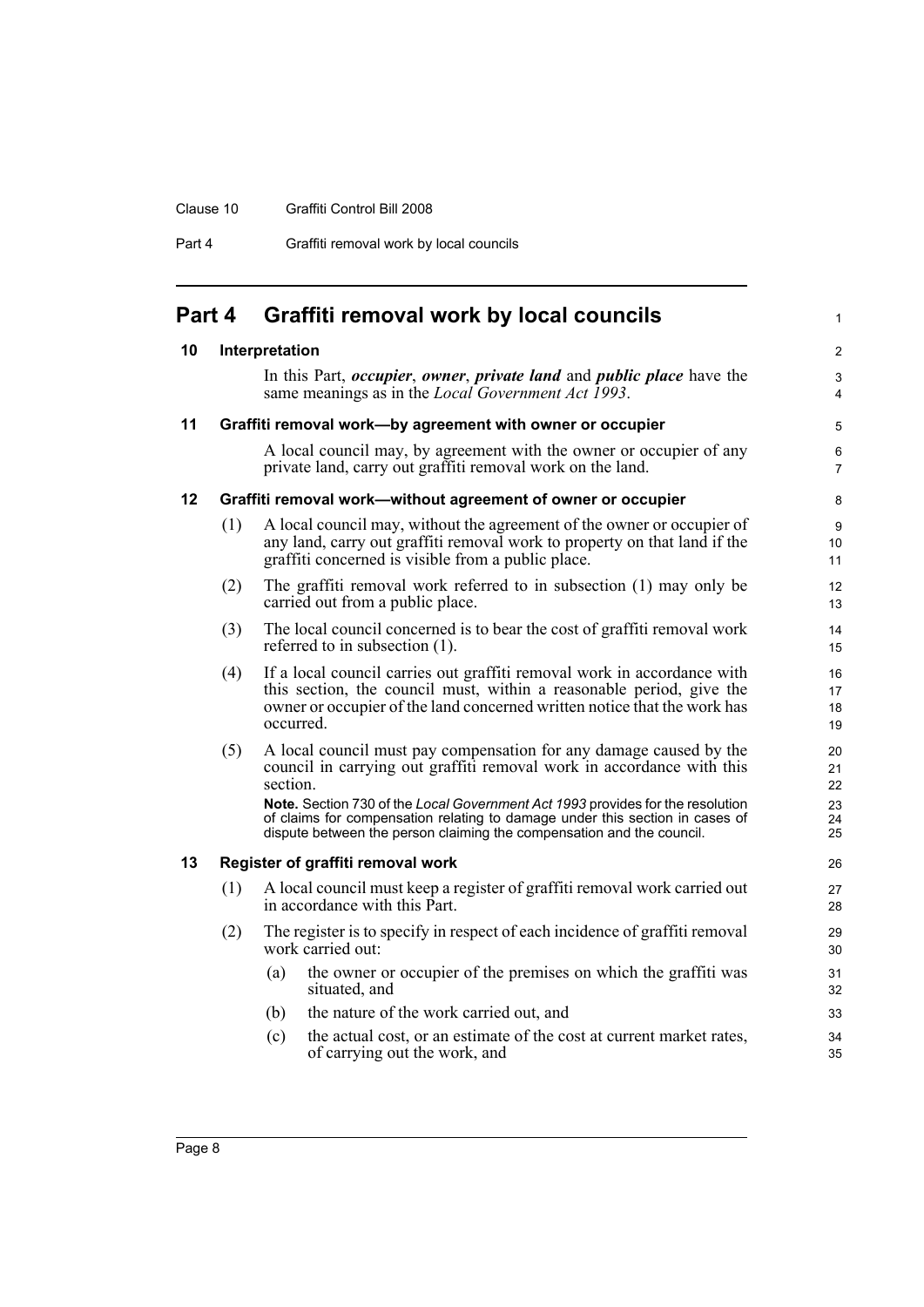# Part 4 Graffiti removal work by local councils

## 10 Interpretation

In this Part, ***occupier***, ***owner***, ***private land*** and ***public place*** have the same meanings as in the *Local Government Act 1993*.

## 11 Graffiti removal work—by agreement with owner or occupier

A local council may, by agreement with the owner or occupier of any private land, carry out graffiti removal work on the land.

## 12 Graffiti removal work—without agreement of owner or occupier

(1) A local council may, without the agreement of the owner or occupier of any land, carry out graffiti removal work to property on that land if the graffiti concerned is visible from a public place.

(2) The graffiti removal work referred to in subsection (1) may only be carried out from a public place.

(3) The local council concerned is to bear the cost of graffiti removal work referred to in subsection (1).

(4) If a local council carries out graffiti removal work in accordance with this section, the council must, within a reasonable period, give the owner or occupier of the land concerned written notice that the work has occurred.

(5) A local council must pay compensation for any damage caused by the council in carrying out graffiti removal work in accordance with this section.

**Note.** Section 730 of the *Local Government Act 1993* provides for the resolution of claims for compensation relating to damage under this section in cases of dispute between the person claiming the compensation and the council.

## 13 Register of graffiti removal work

(1) A local council must keep a register of graffiti removal work carried out in accordance with this Part.

(2) The register is to specify in respect of each incidence of graffiti removal work carried out:

(a) the owner or occupier of the premises on which the graffiti was situated, and

(b) the nature of the work carried out, and

(c) the actual cost, or an estimate of the cost at current market rates, of carrying out the work, and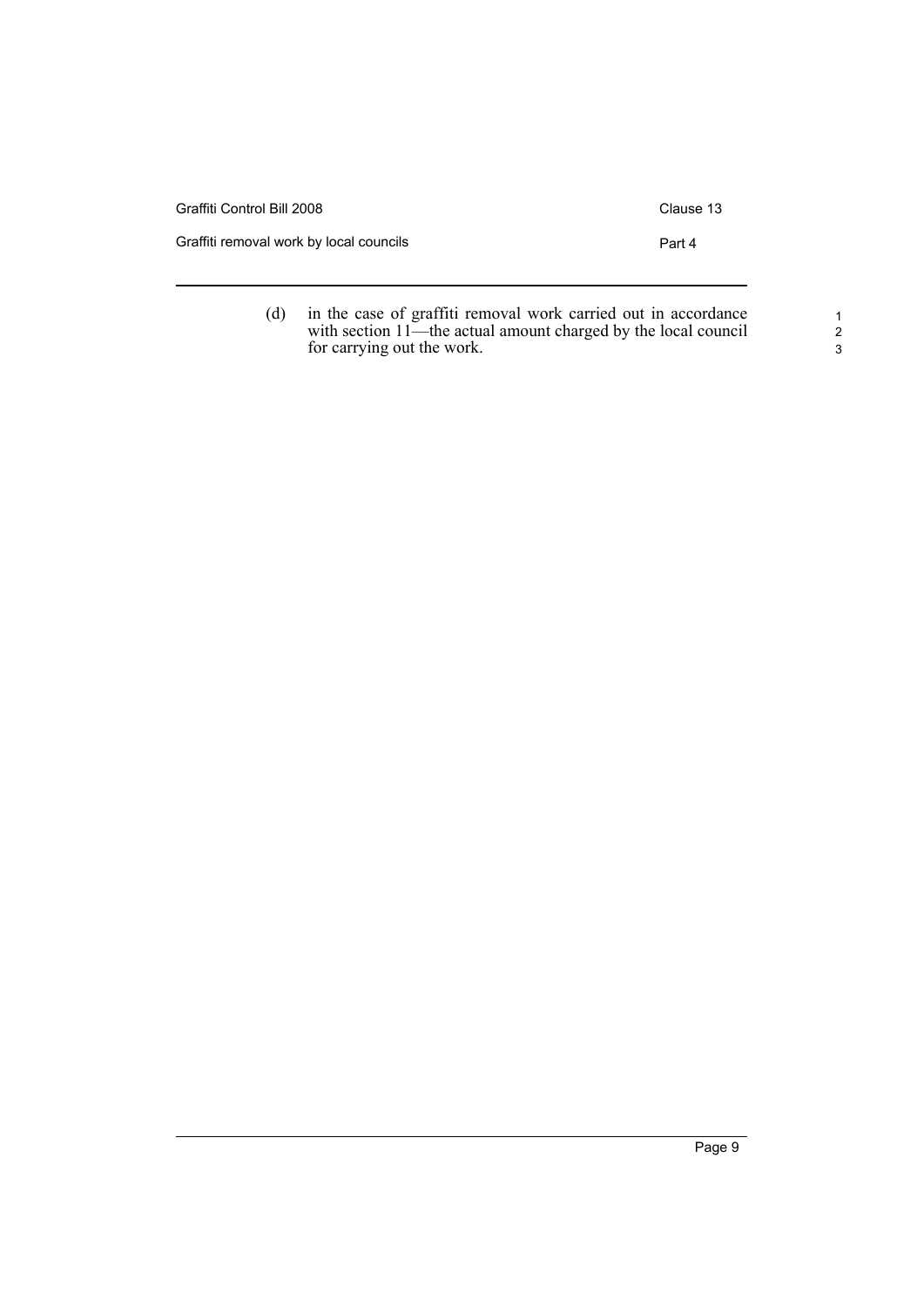(d) in the case of graffiti removal work carried out in accordance with section 11—the actual amount charged by the local council for carrying out the work.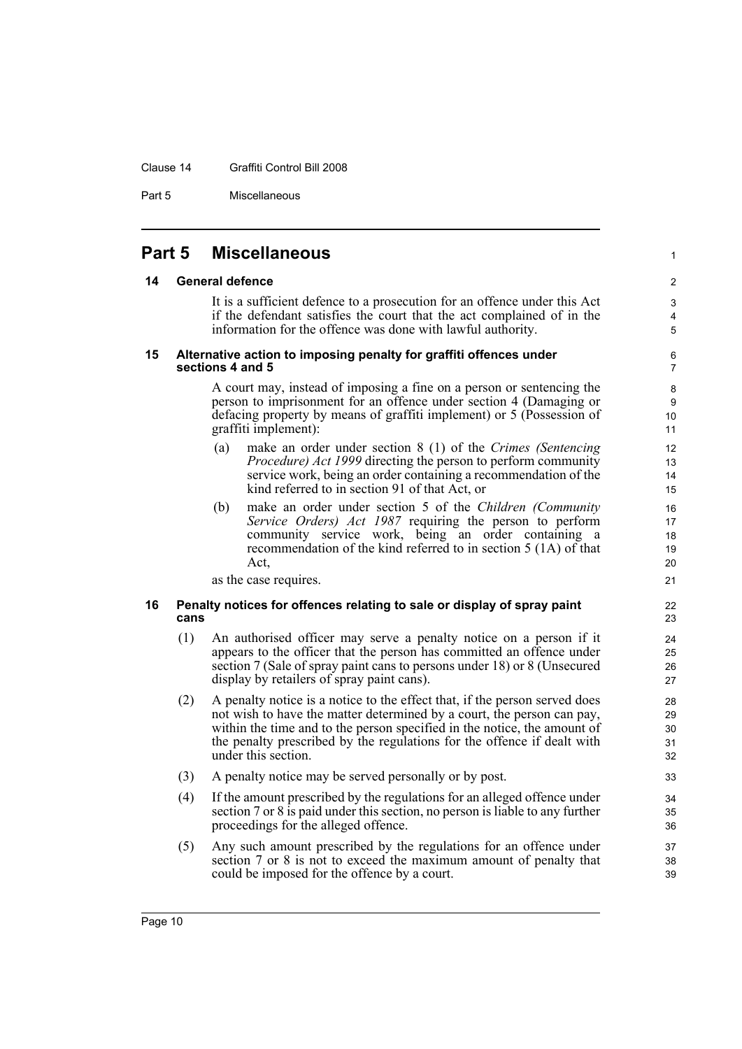## Part 5 Miscellaneous

### 14 General defence

It is a sufficient defence to a prosecution for an offence under this Act if the defendant satisfies the court that the act complained of in the information for the offence was done with lawful authority.

### 15 Alternative action to imposing penalty for graffiti offences under sections 4 and 5

A court may, instead of imposing a fine on a person or sentencing the person to imprisonment for an offence under section 4 (Damaging or defacing property by means of graffiti implement) or 5 (Possession of graffiti implement):

- (a) make an order under section 8 (1) of the *Crimes (Sentencing Procedure) Act 1999* directing the person to perform community service work, being an order containing a recommendation of the kind referred to in section 91 of that Act, or
- (b) make an order under section 5 of the *Children (Community Service Orders) Act 1987* requiring the person to perform community service work, being an order containing a recommendation of the kind referred to in section 5 (1A) of that Act,

as the case requires.

### 16 Penalty notices for offences relating to sale or display of spray paint cans

(1) An authorised officer may serve a penalty notice on a person if it appears to the officer that the person has committed an offence under section 7 (Sale of spray paint cans to persons under 18) or 8 (Unsecured display by retailers of spray paint cans).

(2) A penalty notice is a notice to the effect that, if the person served does not wish to have the matter determined by a court, the person can pay, within the time and to the person specified in the notice, the amount of the penalty prescribed by the regulations for the offence if dealt with under this section.

(3) A penalty notice may be served personally or by post.

(4) If the amount prescribed by the regulations for an alleged offence under section 7 or 8 is paid under this section, no person is liable to any further proceedings for the alleged offence.

(5) Any such amount prescribed by the regulations for an offence under section 7 or 8 is not to exceed the maximum amount of penalty that could be imposed for the offence by a court.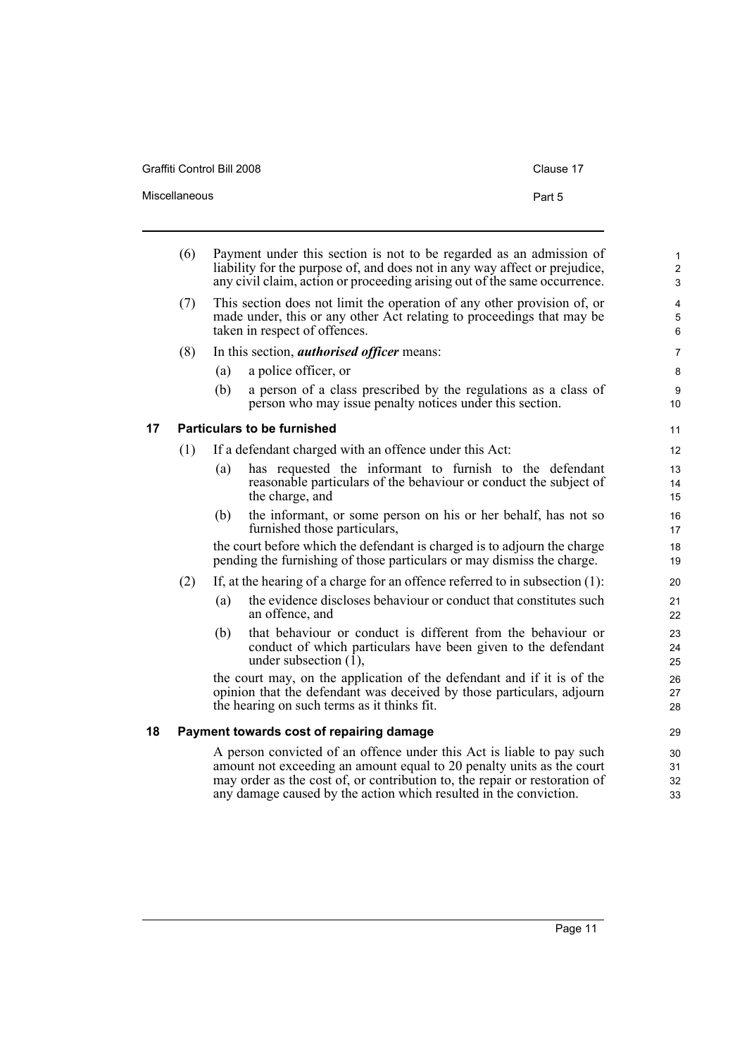(6) Payment under this section is not to be regarded as an admission of liability for the purpose of, and does not in any way affect or prejudice, any civil claim, action or proceeding arising out of the same occurrence.

(7) This section does not limit the operation of any other provision of, or made under, this or any other Act relating to proceedings that may be taken in respect of offences.

(8) In this section, ***authorised officer*** means:

(a) a police officer, or

(b) a person of a class prescribed by the regulations as a class of person who may issue penalty notices under this section.

## 17 Particulars to be furnished

(1) If a defendant charged with an offence under this Act:

(a) has requested the informant to furnish to the defendant reasonable particulars of the behaviour or conduct the subject of the charge, and

(b) the informant, or some person on his or her behalf, has not so furnished those particulars,

the court before which the defendant is charged is to adjourn the charge pending the furnishing of those particulars or may dismiss the charge.

(2) If, at the hearing of a charge for an offence referred to in subsection (1):

(a) the evidence discloses behaviour or conduct that constitutes such an offence, and

(b) that behaviour or conduct is different from the behaviour or conduct of which particulars have been given to the defendant under subsection (1),

the court may, on the application of the defendant and if it is of the opinion that the defendant was deceived by those particulars, adjourn the hearing on such terms as it thinks fit.

## 18 Payment towards cost of repairing damage

A person convicted of an offence under this Act is liable to pay such amount not exceeding an amount equal to 20 penalty units as the court may order as the cost of, or contribution to, the repair or restoration of any damage caused by the action which resulted in the conviction.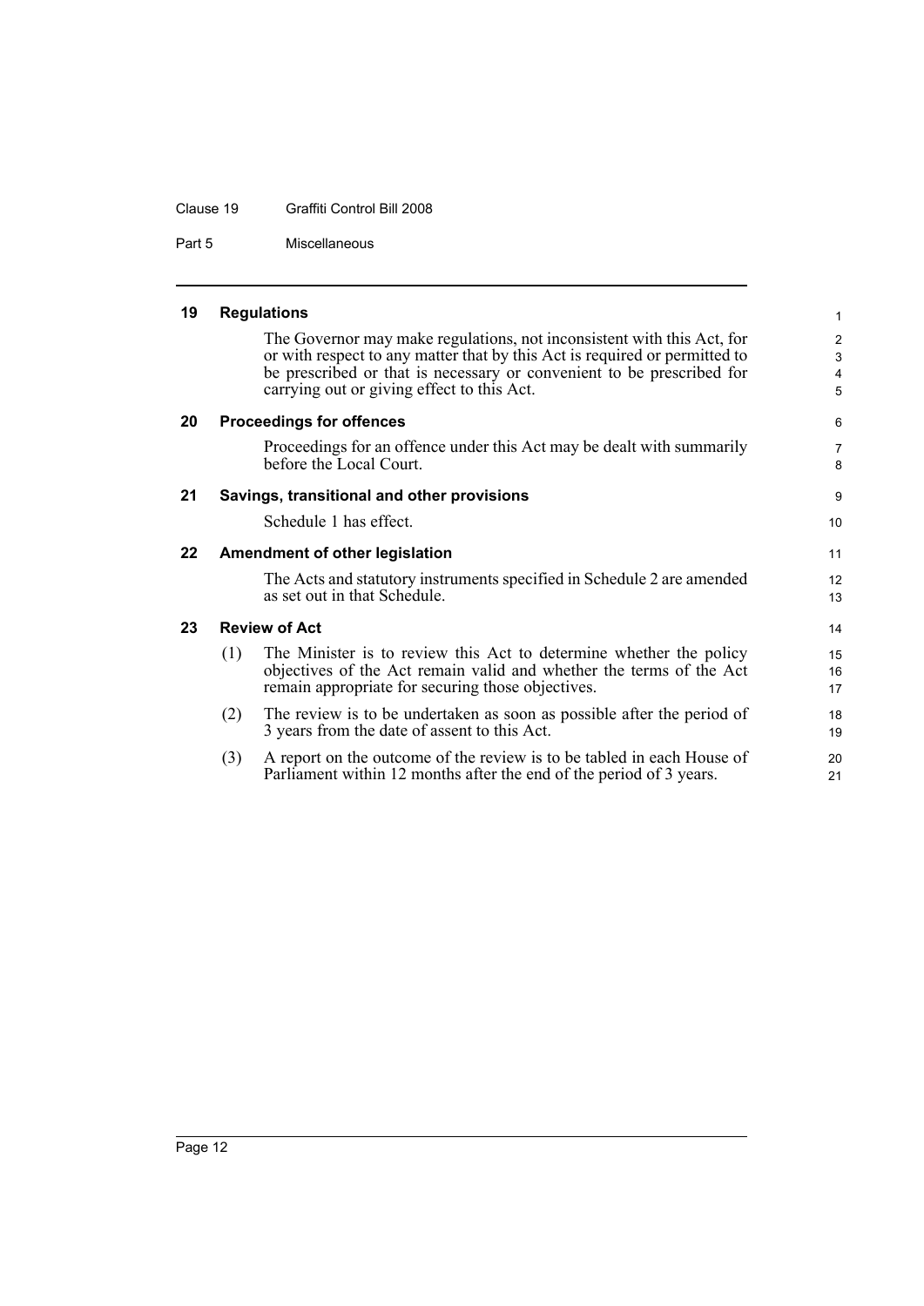## 19 Regulations

The Governor may make regulations, not inconsistent with this Act, for or with respect to any matter that by this Act is required or permitted to be prescribed or that is necessary or convenient to be prescribed for carrying out or giving effect to this Act.

## 20 Proceedings for offences

Proceedings for an offence under this Act may be dealt with summarily before the Local Court.

## 21 Savings, transitional and other provisions

Schedule 1 has effect.

## 22 Amendment of other legislation

The Acts and statutory instruments specified in Schedule 2 are amended as set out in that Schedule.

## 23 Review of Act

(1) The Minister is to review this Act to determine whether the policy objectives of the Act remain valid and whether the terms of the Act remain appropriate for securing those objectives.

(2) The review is to be undertaken as soon as possible after the period of 3 years from the date of assent to this Act.

(3) A report on the outcome of the review is to be tabled in each House of Parliament within 12 months after the end of the period of 3 years.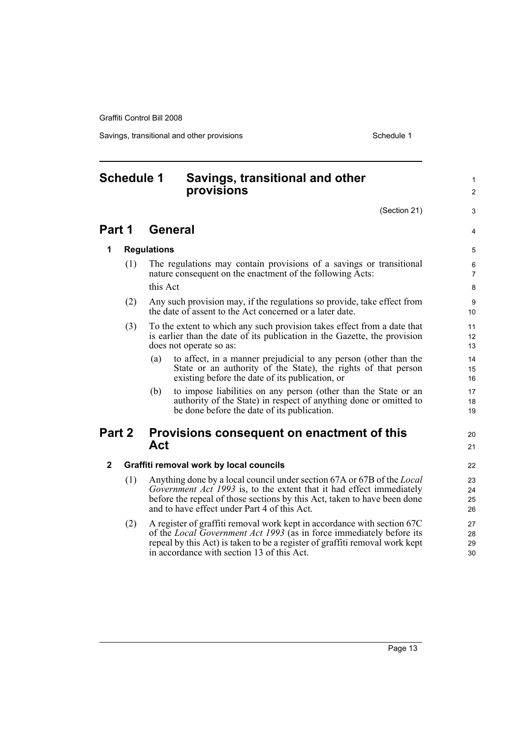# Schedule 1 Savings, transitional and other provisions

(Section 21)

## Part 1 General

### 1 Regulations

(1) The regulations may contain provisions of a savings or transitional nature consequent on the enactment of the following Acts:

this Act

(2) Any such provision may, if the regulations so provide, take effect from the date of assent to the Act concerned or a later date.

(3) To the extent to which any such provision takes effect from a date that is earlier than the date of its publication in the Gazette, the provision does not operate so as:

(a) to affect, in a manner prejudicial to any person (other than the State or an authority of the State), the rights of that person existing before the date of its publication, or

(b) to impose liabilities on any person (other than the State or an authority of the State) in respect of anything done or omitted to be done before the date of its publication.

## Part 2 Provisions consequent on enactment of this Act

### 2 Graffiti removal work by local councils

(1) Anything done by a local council under section 67A or 67B of the *Local Government Act 1993* is, to the extent that it had effect immediately before the repeal of those sections by this Act, taken to have been done and to have effect under Part 4 of this Act.

(2) A register of graffiti removal work kept in accordance with section 67C of the *Local Government Act 1993* (as in force immediately before its repeal by this Act) is taken to be a register of graffiti removal work kept in accordance with section 13 of this Act.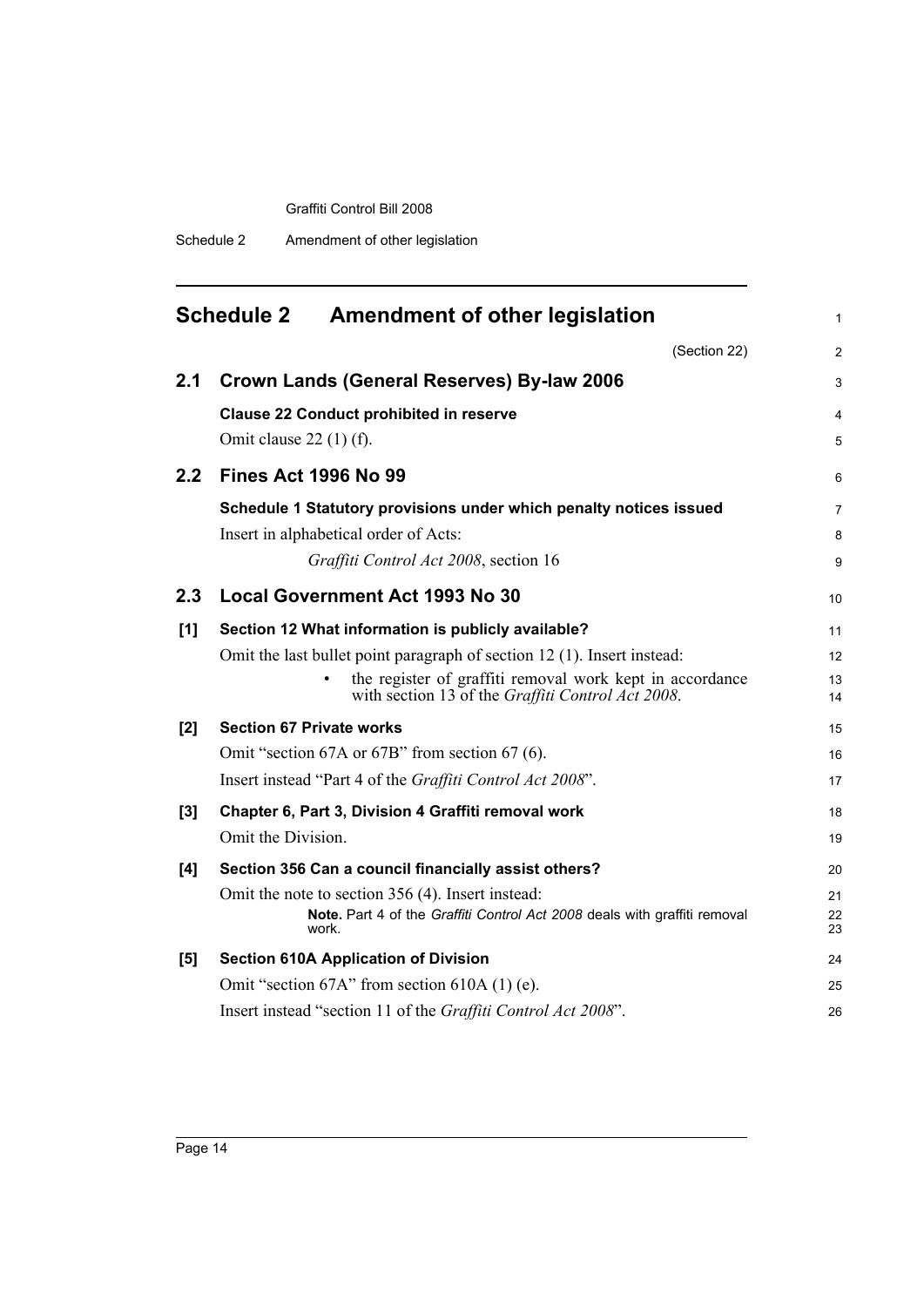## Schedule 2 Amendment of other legislation

(Section 22)

### 2.1 Crown Lands (General Reserves) By-law 2006

**Clause 22 Conduct prohibited in reserve**

Omit clause 22 (1) (f).

### 2.2 Fines Act 1996 No 99

**Schedule 1 Statutory provisions under which penalty notices issued**

Insert in alphabetical order of Acts:

*Graffiti Control Act 2008*, section 16

### 2.3 Local Government Act 1993 No 30

**[1] Section 12 What information is publicly available?**

Omit the last bullet point paragraph of section 12 (1). Insert instead:

- the register of graffiti removal work kept in accordance with section 13 of the *Graffiti Control Act 2008*.

**[2] Section 67 Private works**

Omit "section 67A or 67B" from section 67 (6).

Insert instead "Part 4 of the *Graffiti Control Act 2008*".

**[3] Chapter 6, Part 3, Division 4 Graffiti removal work**

Omit the Division.

**[4] Section 356 Can a council financially assist others?**

Omit the note to section 356 (4). Insert instead:

**Note.** Part 4 of the *Graffiti Control Act 2008* deals with graffiti removal work.

**[5] Section 610A Application of Division**

Omit "section 67A" from section 610A (1) (e).

Insert instead "section 11 of the *Graffiti Control Act 2008*".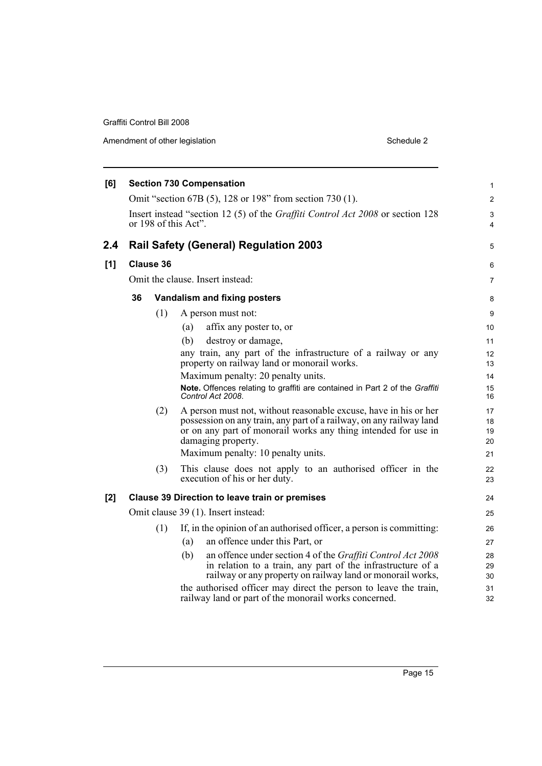**[6] Section 730 Compensation**

Omit "section 67B (5), 128 or 198" from section 730 (1).

Insert instead "section 12 (5) of the *Graffiti Control Act 2008* or section 128 or 198 of this Act".

## 2.4 Rail Safety (General) Regulation 2003

**[1] Clause 36**

Omit the clause. Insert instead:

**36 Vandalism and fixing posters**

(1) A person must not:

(a) affix any poster to, or

(b) destroy or damage,

any train, any part of the infrastructure of a railway or any property on railway land or monorail works.

Maximum penalty: 20 penalty units.

**Note.** Offences relating to graffiti are contained in Part 2 of the *Graffiti Control Act 2008*.

(2) A person must not, without reasonable excuse, have in his or her possession on any train, any part of a railway, on any railway land or on any part of monorail works any thing intended for use in damaging property.

Maximum penalty: 10 penalty units.

(3) This clause does not apply to an authorised officer in the execution of his or her duty.

**[2] Clause 39 Direction to leave train or premises**

Omit clause 39 (1). Insert instead:

(1) If, in the opinion of an authorised officer, a person is committing:

(a) an offence under this Part, or

(b) an offence under section 4 of the *Graffiti Control Act 2008* in relation to a train, any part of the infrastructure of a railway or any property on railway land or monorail works,

the authorised officer may direct the person to leave the train, railway land or part of the monorail works concerned.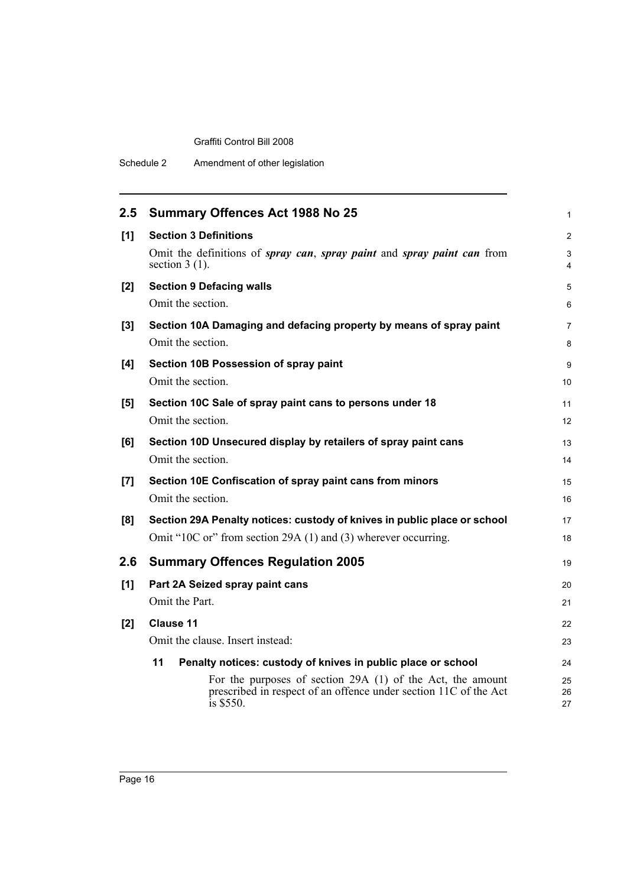## 2.5 Summary Offences Act 1988 No 25

**[1] Section 3 Definitions**

Omit the definitions of ***spray can***, ***spray paint*** and ***spray paint can*** from section 3 (1).

**[2] Section 9 Defacing walls**

Omit the section.

**[3] Section 10A Damaging and defacing property by means of spray paint**

Omit the section.

**[4] Section 10B Possession of spray paint**

Omit the section.

**[5] Section 10C Sale of spray paint cans to persons under 18**

Omit the section.

**[6] Section 10D Unsecured display by retailers of spray paint cans**

Omit the section.

**[7] Section 10E Confiscation of spray paint cans from minors**

Omit the section.

**[8] Section 29A Penalty notices: custody of knives in public place or school**

Omit "10C or" from section 29A (1) and (3) wherever occurring.

## 2.6 Summary Offences Regulation 2005

**[1] Part 2A Seized spray paint cans**

Omit the Part.

**[2] Clause 11**

Omit the clause. Insert instead:

**11 Penalty notices: custody of knives in public place or school**

For the purposes of section 29A (1) of the Act, the amount prescribed in respect of an offence under section 11C of the Act is $550.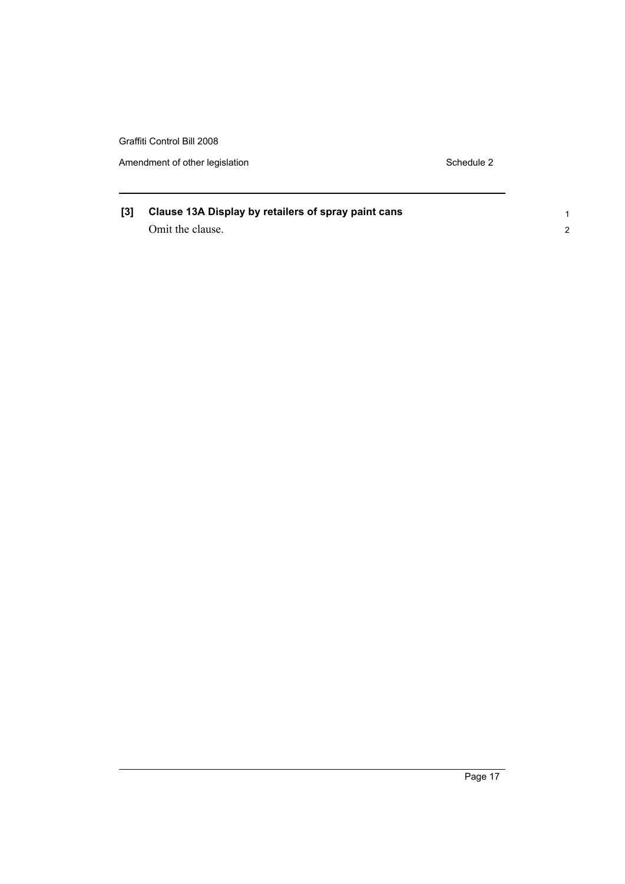**[3] Clause 13A Display by retailers of spray paint cans**

Omit the clause.